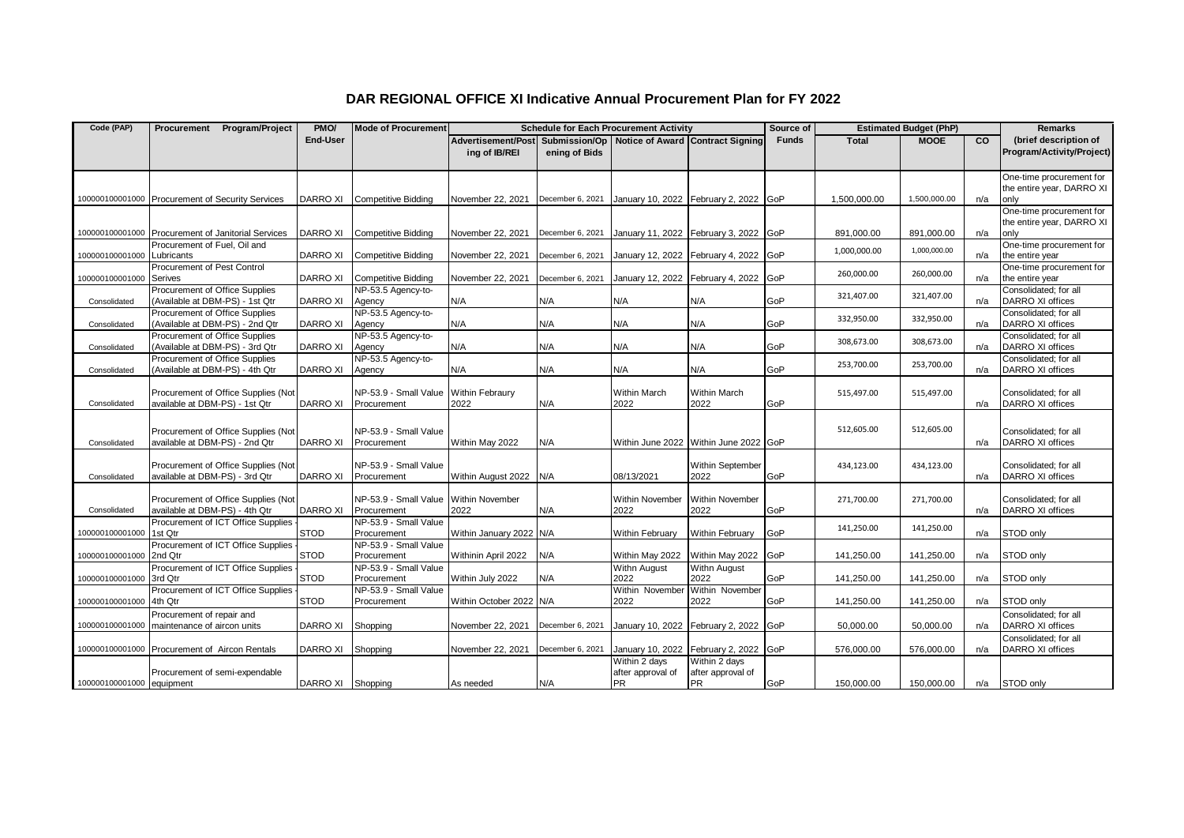# DAR REGIONAL OFFICE XI Indicative Annual Procurement Plan for FY 2022

| Code (PAP) | Procurement Program/Project | PMO/ End-User | Mode of Procurement | Schedule for Each Procurement Activity | | | | Source of Funds | Estimated Budget (PhP) | | | Remarks |
|---|---|---|---|---|---|---|---|---|---|---|---|---|
| | | | | Advertisement/Posting of IB/REI | Submission/Opening of Bids | Notice of Award | Contract Signing | | Total | MOOE | CO | (brief description of Program/Activity/Project) |
| 100000100001000 | Procurement of Security Services | DARRO XI | Competitive Bidding | November 22, 2021 | December 6, 2021 | January 10, 2022 | February 2, 2022 | GoP | 1,500,000.00 | 1,500,000.00 | n/a | One-time procurement for the entire year, DARRO XI only |
| 100000100001000 | Procurement of Janitorial Services | DARRO XI | Competitive Bidding | November 22, 2021 | December 6, 2021 | January 11, 2022 | February 3, 2022 | GoP | 891,000.00 | 891,000.00 | n/a | One-time procurement for the entire year, DARRO XI only |
| 100000100001000 | Procurement of Fuel, Oil and Lubricants | DARRO XI | Competitive Bidding | November 22, 2021 | December 6, 2021 | January 12, 2022 | February 4, 2022 | GoP | 1,000,000.00 | 1,000,000.00 | n/a | One-time procurement for the entire year |
| 100000100001000 | Procurement of Pest Control Serives | DARRO XI | Competitive Bidding | November 22, 2021 | December 6, 2021 | January 12, 2022 | February 4, 2022 | GoP | 260,000.00 | 260,000.00 | n/a | One-time procurement for the entire year |
| Consolidated | Procurement of Office Supplies (Available at DBM-PS) - 1st Qtr | DARRO XI | NP-53.5 Agency-to-Agency | N/A | N/A | N/A | N/A | GoP | 321,407.00 | 321,407.00 | n/a | Consolidated; for all DARRO XI offices |
| Consolidated | Procurement of Office Supplies (Available at DBM-PS) - 2nd Qtr | DARRO XI | NP-53.5 Agency-to-Agency | N/A | N/A | N/A | N/A | GoP | 332,950.00 | 332,950.00 | n/a | Consolidated; for all DARRO XI offices |
| Consolidated | Procurement of Office Supplies (Available at DBM-PS) - 3rd Qtr | DARRO XI | NP-53.5 Agency-to-Agency | N/A | N/A | N/A | N/A | GoP | 308,673.00 | 308,673.00 | n/a | Consolidated; for all DARRO XI offices |
| Consolidated | Procurement of Office Supplies (Available at DBM-PS) - 4th Qtr | DARRO XI | NP-53.5 Agency-to-Agency | N/A | N/A | N/A | N/A | GoP | 253,700.00 | 253,700.00 | n/a | Consolidated; for all DARRO XI offices |
| Consolidated | Procurement of Office Supplies (Not available at DBM-PS) - 1st Qtr | DARRO XI | NP-53.9 - Small Value Procurement | Within Febraury 2022 | N/A | Within March 2022 | Within March 2022 | GoP | 515,497.00 | 515,497.00 | n/a | Consolidated; for all DARRO XI offices |
| Consolidated | Procurement of Office Supplies (Not available at DBM-PS) - 2nd Qtr | DARRO XI | NP-53.9 - Small Value Procurement | Within May 2022 | N/A | Within June 2022 | Within June 2022 | GoP | 512,605.00 | 512,605.00 | n/a | Consolidated; for all DARRO XI offices |
| Consolidated | Procurement of Office Supplies (Not available at DBM-PS) - 3rd Qtr | DARRO XI | NP-53.9 - Small Value Procurement | Within August 2022 | N/A | 08/13/2021 | Within September 2022 | GoP | 434,123.00 | 434,123.00 | n/a | Consolidated; for all DARRO XI offices |
| Consolidated | Procurement of Office Supplies (Not available at DBM-PS) - 4th Qtr | DARRO XI | NP-53.9 - Small Value Procurement | Within November 2022 | N/A | Within November 2022 | Within November 2022 | GoP | 271,700.00 | 271,700.00 | n/a | Consolidated; for all DARRO XI offices |
| 100000100001000 | Procurement of ICT Office Supplies - 1st Qtr | STOD | NP-53.9 - Small Value Procurement | Within January 2022 | N/A | Within February | Within February | GoP | 141,250.00 | 141,250.00 | n/a | STOD only |
| 100000100001000 | Procurement of ICT Office Supplies - 2nd Qtr | STOD | NP-53.9 - Small Value Procurement | Withinin April 2022 | N/A | Within May 2022 | Within May 2022 | GoP | 141,250.00 | 141,250.00 | n/a | STOD only |
| 100000100001000 | Procurement of ICT Office Supplies - 3rd Qtr | STOD | NP-53.9 - Small Value Procurement | Within July 2022 | N/A | Withn August 2022 | Withn August 2022 | GoP | 141,250.00 | 141,250.00 | n/a | STOD only |
| 100000100001000 | Procurement of ICT Office Supplies - 4th Qtr | STOD | NP-53.9 - Small Value Procurement | Within October 2022 | N/A | Within November 2022 | Within November 2022 | GoP | 141,250.00 | 141,250.00 | n/a | STOD only |
| 100000100001000 | Procurement of repair and maintenance of aircon units | DARRO XI | Shopping | November 22, 2021 | December 6, 2021 | January 10, 2022 | February 2, 2022 | GoP | 50,000.00 | 50,000.00 | n/a | Consolidated; for all DARRO XI offices |
| 100000100001000 | Procurement of Aircon Rentals | DARRO XI | Shopping | November 22, 2021 | December 6, 2021 | January 10, 2022 | February 2, 2022 | GoP | 576,000.00 | 576,000.00 | n/a | Consolidated; for all DARRO XI offices |
| 100000100001000 | Procurement of semi-expendable equipment | DARRO XI | Shopping | As needed | N/A | Within 2 days after approval of PR | Within 2 days after approval of PR | GoP | 150,000.00 | 150,000.00 | n/a | STOD only |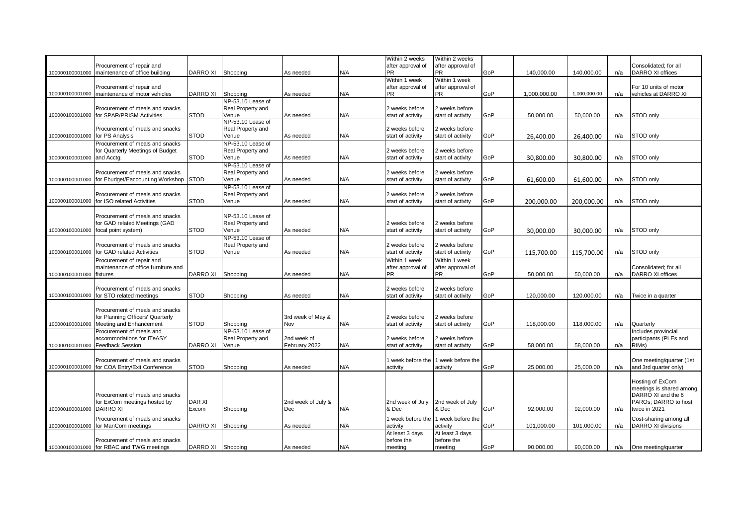|  |  |  |  |  |  |  |  |  |  |  |  |  |
|---|---|---|---|---|---|---|---|---|---|---|---|---|
| 100000100001000 | Procurement of repair and maintenance of office building | DARRO XI | Shopping | As needed | N/A | Within 2 weeks after approval of PR | Within 2 weeks after approval of PR | GoP | 140,000.00 | 140,000.00 | n/a | Consolidated; for all DARRO XI offices |
| 100000100001000 | Procurement of repair and maintenance of motor vehicles | DARRO XI | Shopping | As needed | N/A | Within 1 week after approval of PR | Within 1 week after approval of PR | GoP | 1,000,000.00 | 1,000,000.00 | n/a | For 10 units of motor vehicles at DARRO XI |
| 100000100001000 | Procurement of meals and snacks for SPAR/PRISM Activities | STOD | NP-53.10 Lease of Real Property and Venue | As needed | N/A | 2 weeks before start of activity | 2 weeks before start of activity | GoP | 50,000.00 | 50,000.00 | n/a | STOD only |
| 100000100001000 | Procurement of meals and snacks for PS Analysis | STOD | NP-53.10 Lease of Real Property and Venue | As needed | N/A | 2 weeks before start of activity | 2 weeks before start of activity | GoP | 26,400.00 | 26,400.00 | n/a | STOD only |
| 100000100001000 | Procurement of meals and snacks for Quarterly Meetings of Budget and Acctg. | STOD | NP-53.10 Lease of Real Property and Venue | As needed | N/A | 2 weeks before start of activity | 2 weeks before start of activity | GoP | 30,800.00 | 30,800.00 | n/a | STOD only |
| 100000100001000 | Procurement of meals and snacks for Ebudget/Eaccounting Workshop | STOD | NP-53.10 Lease of Real Property and Venue | As needed | N/A | 2 weeks before start of activity | 2 weeks before start of activity | GoP | 61,600.00 | 61,600.00 | n/a | STOD only |
| 100000100001000 | Procurement of meals and snacks for ISO related Activities | STOD | NP-53.10 Lease of Real Property and Venue | As needed | N/A | 2 weeks before start of activity | 2 weeks before start of activity | GoP | 200,000.00 | 200,000.00 | n/a | STOD only |
| 100000100001000 | Procurement of meals and snacks for GAD related Meetings (GAD focal point system) | STOD | NP-53.10 Lease of Real Property and Venue | As needed | N/A | 2 weeks before start of activity | 2 weeks before start of activity | GoP | 30,000.00 | 30,000.00 | n/a | STOD only |
| 100000100001000 | Procurement of meals and snacks for GAD related Activities | STOD | NP-53.10 Lease of Real Property and Venue | As needed | N/A | 2 weeks before start of activity | 2 weeks before start of activity | GoP | 115,700.00 | 115,700.00 | n/a | STOD only |
| 100000100001000 | Procurement of repair and maintenance of office furniture and fixtures | DARRO XI | Shopping | As needed | N/A | Within 1 week after approval of PR | Within 1 week after approval of PR | GoP | 50,000.00 | 50,000.00 | n/a | Consolidated; for all DARRO XI offices |
| 100000100001000 | Procurement of meals and snacks for STO related meetings | STOD | Shopping | As needed | N/A | 2 weeks before start of activity | 2 weeks before start of activity | GoP | 120,000.00 | 120,000.00 | n/a | Twice in a quarter |
| 100000100001000 | Procurement of meals and snacks for Planning Officers' Quarterly Meeting and Enhancement | STOD | Shopping | 3rd week of May & Nov | N/A | 2 weeks before start of activity | 2 weeks before start of activity | GoP | 118,000.00 | 118,000.00 | n/a | Quarterly |
| 100000100001000 | Procurement of meals and accommodations for ITeASY Feedback Session | DARRO XI | NP-53.10 Lease of Real Property and Venue | 2nd week of February 2022 | N/A | 2 weeks before start of activity | 2 weeks before start of activity | GoP | 58,000.00 | 58,000.00 | n/a | Includes provincial participants (PLEs and RIMs) |
| 100000100001000 | Procurement of meals and snacks for COA Entry/Exit Conference | STOD | Shopping | As needed | N/A | 1 week before the activity | 1 week before the activity | GoP | 25,000.00 | 25,000.00 | n/a | One meeting/quarter (1st and 3rd quarter only) |
| 100000100001000 | Procurement of meals and snacks for ExCom meetings hosted by DARRO XI | DAR XI Excom | Shopping | 2nd week of July & Dec | N/A | 2nd week of July & Dec | 2nd week of July & Dec | GoP | 92,000.00 | 92,000.00 | n/a | Hosting of ExCom meetings is shared among DARRO XI and the 6 PAROs; DARRO to host twice in 2021 |
| 100000100001000 | Procurement of meals and snacks for ManCom meetings | DARRO XI | Shopping | As needed | N/A | 1 week before the activity | 1 week before the activity | GoP | 101,000.00 | 101,000.00 | n/a | Cost-sharing among all DARRO XI divisions |
| 100000100001000 | Procurement of meals and snacks for RBAC and TWG meetings | DARRO XI | Shopping | As needed | N/A | At least 3 days before the meeting | At least 3 days before the meeting | GoP | 90,000.00 | 90,000.00 | n/a | One meeting/quarter |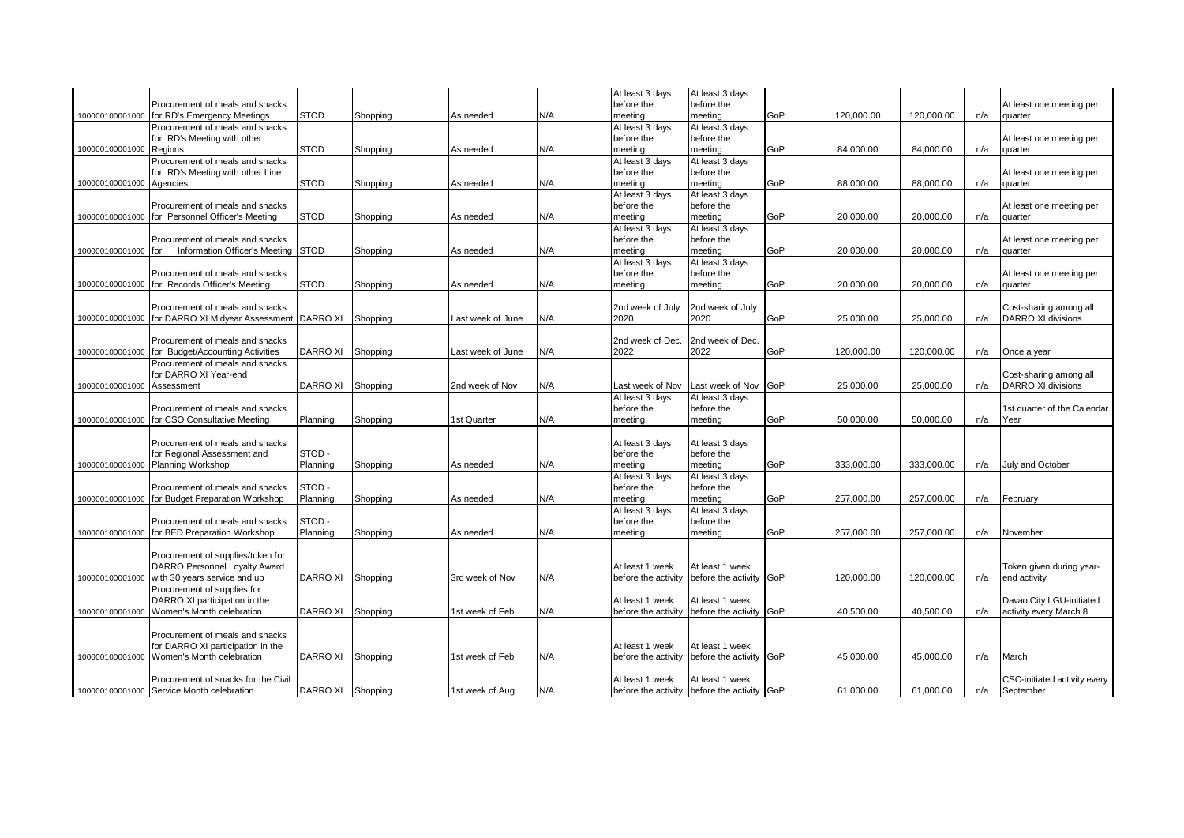| | | | | | | | | | | | | |
|---|---|---|---|---|---|---|---|---|---|---|---|---|
| 100000100001000 | Procurement of meals and snacks for RD's Emergency Meetings | STOD | Shopping | As needed | N/A | At least 3 days before the meeting | At least 3 days before the meeting | GoP | 120,000.00 | 120,000.00 | n/a | At least one meeting per quarter |
| 100000100001000 | Procurement of meals and snacks for RD's Meeting with other Regions | STOD | Shopping | As needed | N/A | At least 3 days before the meeting | At least 3 days before the meeting | GoP | 84,000.00 | 84,000.00 | n/a | At least one meeting per quarter |
| 100000100001000 | Procurement of meals and snacks for RD's Meeting with other Line Agencies | STOD | Shopping | As needed | N/A | At least 3 days before the meeting | At least 3 days before the meeting | GoP | 88,000.00 | 88,000.00 | n/a | At least one meeting per quarter |
| 100000100001000 | Procurement of meals and snacks for Personnel Officer's Meeting | STOD | Shopping | As needed | N/A | At least 3 days before the meeting | At least 3 days before the meeting | GoP | 20,000.00 | 20,000.00 | n/a | At least one meeting per quarter |
| 100000100001000 | Procurement of meals and snacks for Information Officer's Meeting | STOD | Shopping | As needed | N/A | At least 3 days before the meeting | At least 3 days before the meeting | GoP | 20,000.00 | 20,000.00 | n/a | At least one meeting per quarter |
| 100000100001000 | Procurement of meals and snacks for Records Officer's Meeting | STOD | Shopping | As needed | N/A | At least 3 days before the meeting | At least 3 days before the meeting | GoP | 20,000.00 | 20,000.00 | n/a | At least one meeting per quarter |
| 100000100001000 | Procurement of meals and snacks for DARRO XI Midyear Assessment | DARRO XI | Shopping | Last week of June | N/A | 2nd week of July 2020 | 2nd week of July 2020 | GoP | 25,000.00 | 25,000.00 | n/a | Cost-sharing among all DARRO XI divisions |
| 100000100001000 | Procurement of meals and snacks for Budget/Accounting Activities | DARRO XI | Shopping | Last week of June | N/A | 2nd week of Dec. 2022 | 2nd week of Dec. 2022 | GoP | 120,000.00 | 120,000.00 | n/a | Once a year |
| 100000100001000 | Procurement of meals and snacks for DARRO XI Year-end Assessment | DARRO XI | Shopping | 2nd week of Nov | N/A | Last week of Nov | Last week of Nov | GoP | 25,000.00 | 25,000.00 | n/a | Cost-sharing among all DARRO XI divisions |
| 100000100001000 | Procurement of meals and snacks for CSO Consultative Meeting | Planning | Shopping | 1st Quarter | N/A | At least 3 days before the meeting | At least 3 days before the meeting | GoP | 50,000.00 | 50,000.00 | n/a | 1st quarter of the Calendar Year |
| 100000100001000 | Procurement of meals and snacks for Regional Assessment and Planning Workshop | STOD - Planning | Shopping | As needed | N/A | At least 3 days before the meeting | At least 3 days before the meeting | GoP | 333,000.00 | 333,000.00 | n/a | July and October |
| 100000100001000 | Procurement of meals and snacks for Budget Preparation Workshop | STOD - Planning | Shopping | As needed | N/A | At least 3 days before the meeting | At least 3 days before the meeting | GoP | 257,000.00 | 257,000.00 | n/a | February |
| 100000100001000 | Procurement of meals and snacks for BED Preparation Workshop | STOD - Planning | Shopping | As needed | N/A | At least 3 days before the meeting | At least 3 days before the meeting | GoP | 257,000.00 | 257,000.00 | n/a | November |
| 100000100001000 | Procurement of supplies/token for DARRO Personnel Loyalty Award with 30 years service and up | DARRO XI | Shopping | 3rd week of Nov | N/A | At least 1 week before the activity | At least 1 week before the activity | GoP | 120,000.00 | 120,000.00 | n/a | Token given during year-end activity |
| 100000100001000 | Procurement of supplies for DARRO XI participation in the Women's Month celebration | DARRO XI | Shopping | 1st week of Feb | N/A | At least 1 week before the activity | At least 1 week before the activity | GoP | 40,500.00 | 40,500.00 | n/a | Davao City LGU-initiated activity every March 8 |
| 100000100001000 | Procurement of meals and snacks for DARRO XI participation in the Women's Month celebration | DARRO XI | Shopping | 1st week of Feb | N/A | At least 1 week before the activity | At least 1 week before the activity | GoP | 45,000.00 | 45,000.00 | n/a | March |
| 100000100001000 | Procurement of snacks for the Civil Service Month celebration | DARRO XI | Shopping | 1st week of Aug | N/A | At least 1 week before the activity | At least 1 week before the activity | GoP | 61,000.00 | 61,000.00 | n/a | CSC-initiated activity every September |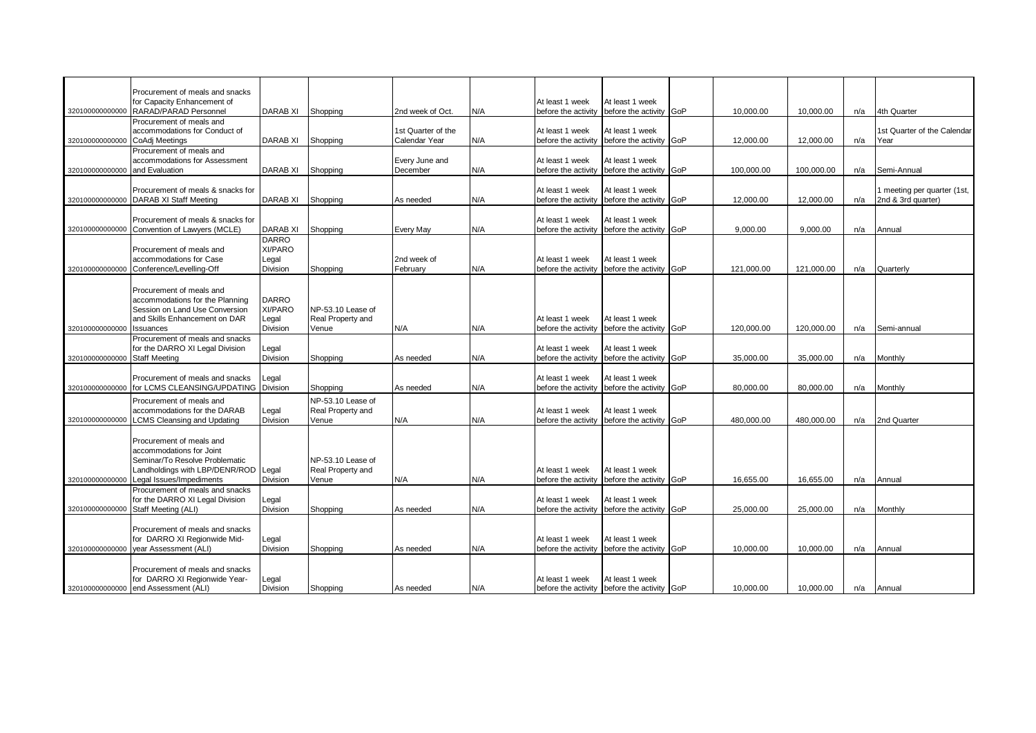| | | | | | | | | | | | | |
|---|---|---|---|---|---|---|---|---|---|---|---|---|
| 320100000000000 | Procurement of meals and snacks for Capacity Enhancement of RARAD/PARAD Personnel | DARAB XI | Shopping | 2nd week of Oct. | N/A | At least 1 week before the activity | At least 1 week before the activity | GoP | 10,000.00 | 10,000.00 | n/a | 4th Quarter |
| 320100000000000 | Procurement of meals and accommodations for Conduct of CoAdj Meetings | DARAB XI | Shopping | 1st Quarter of the Calendar Year | N/A | At least 1 week before the activity | At least 1 week before the activity | GoP | 12,000.00 | 12,000.00 | n/a | 1st Quarter of the Calendar Year |
| 320100000000000 | Procurement of meals and accommodations for Assessment and Evaluation | DARAB XI | Shopping | Every June and December | N/A | At least 1 week before the activity | At least 1 week before the activity | GoP | 100,000.00 | 100,000.00 | n/a | Semi-Annual |
| 320100000000000 | Procurement of meals & snacks for DARAB XI Staff Meeting | DARAB XI | Shopping | As needed | N/A | At least 1 week before the activity | At least 1 week before the activity | GoP | 12,000.00 | 12,000.00 | n/a | 1 meeting per quarter (1st, 2nd & 3rd quarter) |
| 320100000000000 | Procurement of meals & snacks for Convention of Lawyers (MCLE) | DARAB XI | Shopping | Every May | N/A | At least 1 week before the activity | At least 1 week before the activity | GoP | 9,000.00 | 9,000.00 | n/a | Annual |
| 320100000000000 | Procurement of meals and accommodations for Case Conference/Levelling-Off | DARRO XI/PARO Legal Division | Shopping | 2nd week of February | N/A | At least 1 week before the activity | At least 1 week before the activity | GoP | 121,000.00 | 121,000.00 | n/a | Quarterly |
| 320100000000000 | Procurement of meals and accommodations for the Planning Session on Land Use Conversion and Skills Enhancement on DAR Issuances | DARRO XI/PARO Legal Division | NP-53.10 Lease of Real Property and Venue | N/A | N/A | At least 1 week before the activity | At least 1 week before the activity | GoP | 120,000.00 | 120,000.00 | n/a | Semi-annual |
| 320100000000000 | Procurement of meals and snacks for the DARRO XI Legal Division Staff Meeting | Legal Division | Shopping | As needed | N/A | At least 1 week before the activity | At least 1 week before the activity | GoP | 35,000.00 | 35,000.00 | n/a | Monthly |
| 320100000000000 | Procurement of meals and snacks for LCMS CLEANSING/UPDATING | Legal Division | Shopping | As needed | N/A | At least 1 week before the activity | At least 1 week before the activity | GoP | 80,000.00 | 80,000.00 | n/a | Monthly |
| 320100000000000 | Procurement of meals and accommodations for the DARAB LCMS Cleansing and Updating | Legal Division | NP-53.10 Lease of Real Property and Venue | N/A | N/A | At least 1 week before the activity | At least 1 week before the activity | GoP | 480,000.00 | 480,000.00 | n/a | 2nd Quarter |
| 320100000000000 | Procurement of meals and accommodations for Joint Seminar/To Resolve Problematic Landholdings with LBP/DENR/ROD Legal Issues/Impediments | Legal Division | NP-53.10 Lease of Real Property and Venue | N/A | N/A | At least 1 week before the activity | At least 1 week before the activity | GoP | 16,655.00 | 16,655.00 | n/a | Annual |
| 320100000000000 | Procurement of meals and snacks for the DARRO XI Legal Division Staff Meeting (ALI) | Legal Division | Shopping | As needed | N/A | At least 1 week before the activity | At least 1 week before the activity | GoP | 25,000.00 | 25,000.00 | n/a | Monthly |
| 320100000000000 | Procurement of meals and snacks for DARRO XI Regionwide Mid-year Assessment (ALI) | Legal Division | Shopping | As needed | N/A | At least 1 week before the activity | At least 1 week before the activity | GoP | 10,000.00 | 10,000.00 | n/a | Annual |
| 320100000000000 | Procurement of meals and snacks for DARRO XI Regionwide Year-end Assessment (ALI) | Legal Division | Shopping | As needed | N/A | At least 1 week before the activity | At least 1 week before the activity | GoP | 10,000.00 | 10,000.00 | n/a | Annual |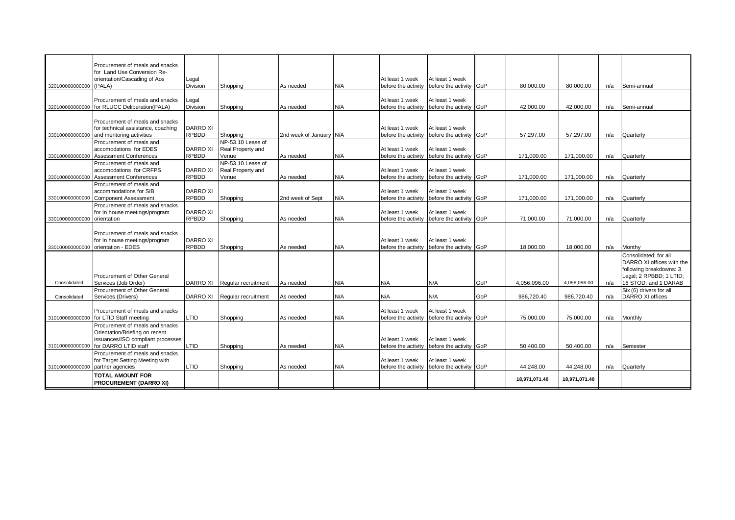| | | | | | | | | | | | | |
|---|---|---|---|---|---|---|---|---|---|---|---|---|
| 320100000000000 | Procurement of meals and snacks for Land Use Conversion Re-orientation/Cascading of Aos (PALA) | Legal Division | Shopping | As needed | N/A | At least 1 week before the activity | At least 1 week before the activity | GoP | 80,000.00 | 80,000.00 | n/a | Semi-annual |
| 320100000000000 | Procurement of meals and snacks for RLUCC Deliberation(PALA) | Legal Division | Shopping | As needed | N/A | At least 1 week before the activity | At least 1 week before the activity | GoP | 42,000.00 | 42,000.00 | n/a | Semi-annual |
| 330100000000000 | Procurement of meals and snacks for technical assistance, coaching and mentoring activities | DARRO XI RPBDD | Shopping | 2nd week of January | N/A | At least 1 week before the activity | At least 1 week before the activity | GoP | 57,297.00 | 57,297.00 | n/a | Quarterly |
| 330100000000000 | Procurement of meals and accomodations for EDES Assessment Conferences | DARRO XI RPBDD | NP-53.10 Lease of Real Property and Venue | As needed | N/A | At least 1 week before the activity | At least 1 week before the activity | GoP | 171,000.00 | 171,000.00 | n/a | Quarterly |
| 330100000000000 | Procurement of meals and accomodations for CRFPS Assessment Conferences | DARRO XI RPBDD | NP-53.10 Lease of Real Property and Venue | As needed | N/A | At least 1 week before the activity | At least 1 week before the activity | GoP | 171,000.00 | 171,000.00 | n/a | Quarterly |
| 330100000000000 | Procurement of meals and accommodations for SIB Component Assessment | DARRO XI RPBDD | Shopping | 2nd week of Sept | N/A | At least 1 week before the activity | At least 1 week before the activity | GoP | 171,000.00 | 171,000.00 | n/a | Quarterly |
| 330100000000000 | Procurement of meals and snacks for In house meetings/program orientation | DARRO XI RPBDD | Shopping | As needed | N/A | At least 1 week before the activity | At least 1 week before the activity | GoP | 71,000.00 | 71,000.00 | n/a | Quarterly |
| 330100000000000 | Procurement of meals and snacks for In house meetings/program orientation - EDES | DARRO XI RPBDD | Shopping | As needed | N/A | At least 1 week before the activity | At least 1 week before the activity | GoP | 18,000.00 | 18,000.00 | n/a | Monthy |
| Consolidated | Procurement of Other General Services (Job Order) | DARRO XI | Regular recruitment | As needed | N/A | N/A | N/A | GoP | 4,056,096.00 | 4,056,096.00 | n/a | Consolidated; for all DARRO XI offices with the following breakdowns: 3 Legal; 2 RPBBD; 1 LTID; 16 STOD; and 1 DARAB |
| Consolidated | Procurement of Other General Services (Drivers) | DARRO XI | Regular recruitment | As needed | N/A | N/A | N/A | GoP | 986,720.40 | 986,720.40 | n/a | Six (6) drivers for all DARRO XI offices |
| 310100000000000 | Procurement of meals and snacks for LTID Staff meeting | LTID | Shopping | As needed | N/A | At least 1 week before the activity | At least 1 week before the activity | GoP | 75,000.00 | 75,000.00 | n/a | Monthly |
| 310100000000000 | Procurement of meals and snacks Orientation/Briefing on recent issuances/ISO compliant processes for DARRO LTID staff | LTID | Shopping | As needed | N/A | At least 1 week before the activity | At least 1 week before the activity | GoP | 50,400.00 | 50,400.00 | n/a | Semester |
| 310100000000000 | Procurement of meals and snacks for Target Setting Meeting with partner agencies | LTID | Shopping | As needed | N/A | At least 1 week before the activity | At least 1 week before the activity | GoP | 44,248.00 | 44,248.00 | n/a | Quarterly |
| | **TOTAL AMOUNT FOR PROCUREMENT (DARRO XI)** | | | | | | | | **18,971,071.40** | **18,971,071.40** | | |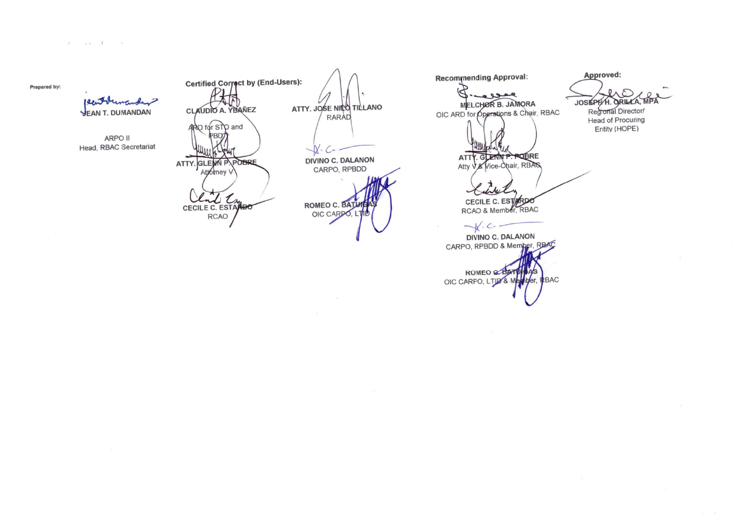Prepared by:

**JEAN T. DUMANDAN**

ARPO II
Head, RBAC Secretariat

**Certified Correct by (End-Users):**

**CLAUDIO A. YBAÑEZ**
ARD for STO and PBD

**ATTY. GLENN P. POBRE**
Attorney V

**CECILE C. ESTARDO**
RCAO

**ATTY. JOSE NILO TILLANO**
RARAD

**DIVINO C. DALANON**
CARPO, RPBDD

**ROMEO C. BATUIGAS**
OIC CARPO, LTID

**Recommending Approval:**

**MELCHOR B. JAMORA**
OIC ARD for Operations & Chair, RBAC

**ATTY. GLENN P. POBRE**
Atty V & Vice-Chair, RBAC

**CECILE C. ESTARDO**
RCAO & Member, RBAC

**DIVINO C. DALANON**
CARPO, RPBDD & Member, RBAC

**ROMEO C. BATUIGAS**
OIC CARPO, LTID & Member, RBAC

**Approved:**

**JOSEPH H. ORILLA, MPA**
Regional Director/
Head of Procuring Entity (HOPE)